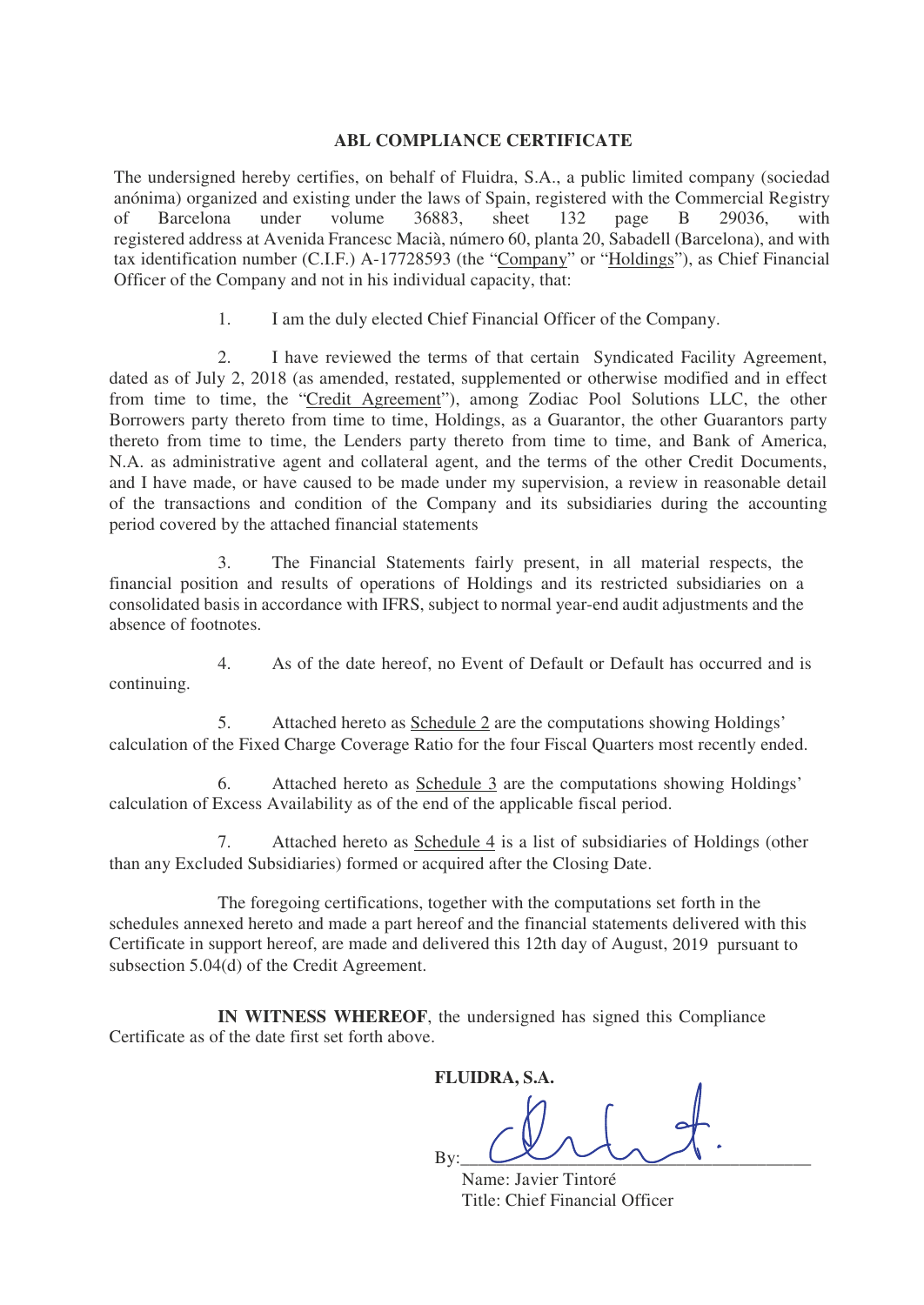## ABL COMPLIANCE CERTIFICATE

The undersigned hereby certifies, on behalf of Fluidra, S.A., a public limited company (sociedad anónima) organized and existing under the laws of Spain, registered with the Commercial Registry of Barcelona under volume 36883, sheet 132 page B 29036, with registered address at Avenida Francesc Macià, número 60, planta 20, Sabadell (Barcelona), and with tax identification number (C.I.F.) A-17728593 (the "Company" or "Holdings"), as Chief Financial Officer of the Company and not in his individual capacity, that:

1. I am the duly elected Chief Financial Officer of the Company.

2. I have reviewed the terms of that certain Syndicated Facility Agreement, dated as of July 2, 2018 (as amended, restated, supplemented or otherwise modified and in effect from time to time, the "Credit Agreement"), among Zodiac Pool Solutions LLC, the other Borrowers party thereto from time to time, Holdings, as a Guarantor, the other Guarantors party thereto from time to time, the Lenders party thereto from time to time, and Bank of America, N.A. as administrative agent and collateral agent, and the terms of the other Credit Documents, and I have made, or have caused to be made under my supervision, a review in reasonable detail of the transactions and condition of the Company and its subsidiaries during the accounting period covered by the attached financial statements

3. The Financial Statements fairly present, in all material respects, the financial position and results of operations of Holdings and its restricted subsidiaries on a consolidated basis in accordance with IFRS, subject to normal year-end audit adjustments and the absence of footnotes.

4. As of the date hereof, no Event of Default or Default has occurred and is continuing.

5. Attached hereto as Schedule 2 are the computations showing Holdings' calculation of the Fixed Charge Coverage Ratio for the four Fiscal Quarters most recently ended.

6. Attached hereto as Schedule 3 are the computations showing Holdings' calculation of Excess Availability as of the end of the applicable fiscal period.

7. Attached hereto as Schedule 4 is a list of subsidiaries of Holdings (other than any Excluded Subsidiaries) formed or acquired after the Closing Date.

The foregoing certifications, together with the computations set forth in the schedules annexed hereto and made a part hereof and the financial statements delivered with this Certificate in support hereof, are made and delivered this 12th day of August, 2019 pursuant to subsection 5.04(d) of the Credit Agreement.

**IN WITNESS WHEREOF**, the undersigned has signed this Compliance Certificate as of the date first set forth above.

**FLUIDRA, S.A.**

By:\_\_\_\_\_\_\_\_\_\_\_\_\_\_\_\_\_\_\_\_\_\_\_\_\_\_\_\_\_\_\_\_\_\_

Name: Javier Tintoré
Title: Chief Financial Officer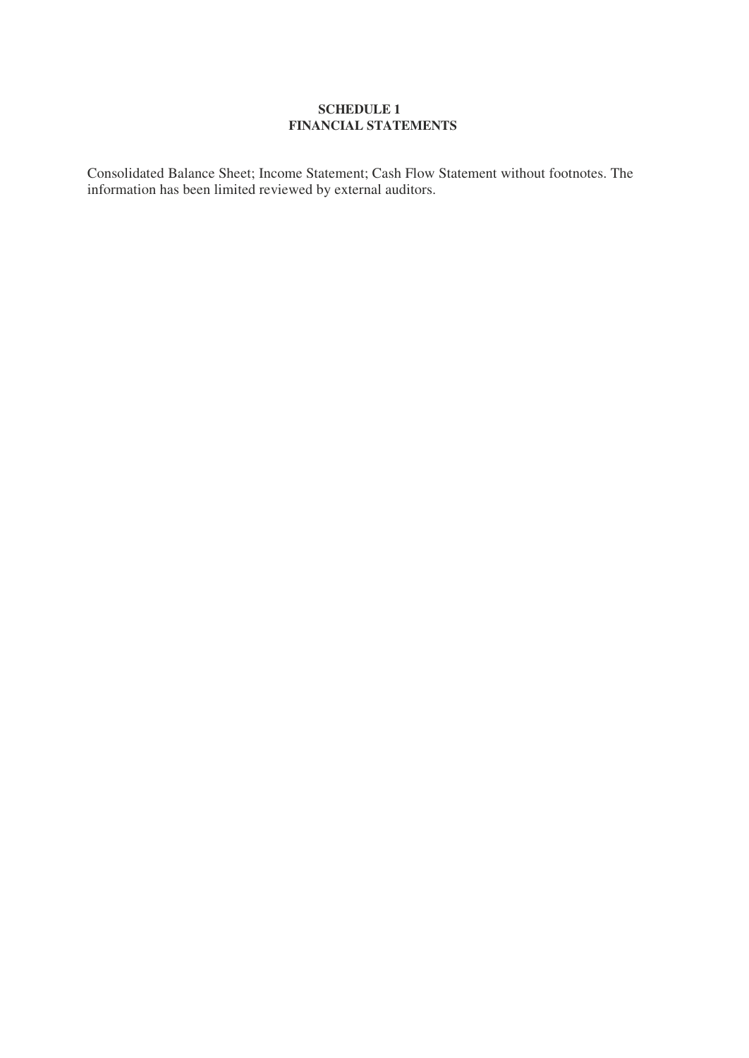## SCHEDULE 1
## FINANCIAL STATEMENTS

Consolidated Balance Sheet; Income Statement; Cash Flow Statement without footnotes. The information has been limited reviewed by external auditors.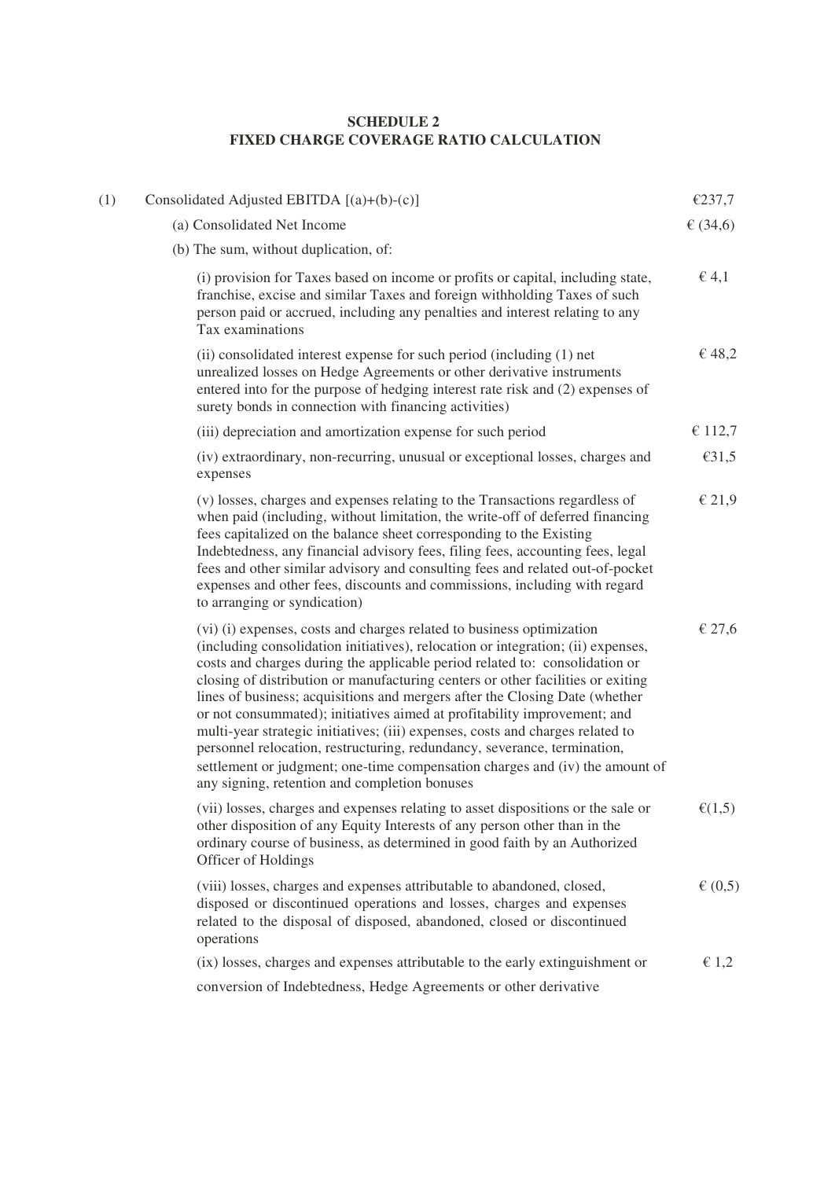**SCHEDULE 2**
**FIXED CHARGE COVERAGE RATIO CALCULATION**

| | | |
|---|---|---|
| (1) | Consolidated Adjusted EBITDA [(a)+(b)-(c)] | €237,7 |
| | (a) Consolidated Net Income | € (34,6) |
| | (b) The sum, without duplication, of: | |
| | (i) provision for Taxes based on income or profits or capital, including state, franchise, excise and similar Taxes and foreign withholding Taxes of such person paid or accrued, including any penalties and interest relating to any Tax examinations | € 4,1 |
| | (ii) consolidated interest expense for such period (including (1) net unrealized losses on Hedge Agreements or other derivative instruments entered into for the purpose of hedging interest rate risk and (2) expenses of surety bonds in connection with financing activities) | € 48,2 |
| | (iii) depreciation and amortization expense for such period | € 112,7 |
| | (iv) extraordinary, non-recurring, unusual or exceptional losses, charges and expenses | €31,5 |
| | (v) losses, charges and expenses relating to the Transactions regardless of when paid (including, without limitation, the write-off of deferred financing fees capitalized on the balance sheet corresponding to the Existing Indebtedness, any financial advisory fees, filing fees, accounting fees, legal fees and other similar advisory and consulting fees and related out-of-pocket expenses and other fees, discounts and commissions, including with regard to arranging or syndication) | € 21,9 |
| | (vi) (i) expenses, costs and charges related to business optimization (including consolidation initiatives), relocation or integration; (ii) expenses, costs and charges during the applicable period related to: consolidation or closing of distribution or manufacturing centers or other facilities or exiting lines of business; acquisitions and mergers after the Closing Date (whether or not consummated); initiatives aimed at profitability improvement; and multi-year strategic initiatives; (iii) expenses, costs and charges related to personnel relocation, restructuring, redundancy, severance, termination, settlement or judgment; one-time compensation charges and (iv) the amount of any signing, retention and completion bonuses | € 27,6 |
| | (vii) losses, charges and expenses relating to asset dispositions or the sale or other disposition of any Equity Interests of any person other than in the ordinary course of business, as determined in good faith by an Authorized Officer of Holdings | €(1,5) |
| | (viii) losses, charges and expenses attributable to abandoned, closed, disposed or discontinued operations and losses, charges and expenses related to the disposal of disposed, abandoned, closed or discontinued operations | € (0,5) |
| | (ix) losses, charges and expenses attributable to the early extinguishment or conversion of Indebtedness, Hedge Agreements or other derivative | € 1,2 |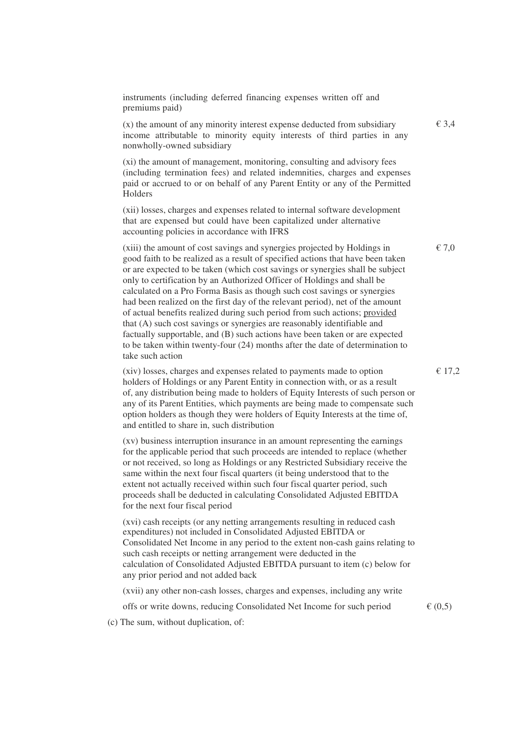instruments (including deferred financing expenses written off and premiums paid)

| | |
|---|---|
| (x) the amount of any minority interest expense deducted from subsidiary income attributable to minority equity interests of third parties in any nonwholly-owned subsidiary | € 3,4 |
| (xi) the amount of management, monitoring, consulting and advisory fees (including termination fees) and related indemnities, charges and expenses paid or accrued to or on behalf of any Parent Entity or any of the Permitted Holders | |
| (xii) losses, charges and expenses related to internal software development that are expensed but could have been capitalized under alternative accounting policies in accordance with IFRS | |
| (xiii) the amount of cost savings and synergies projected by Holdings in good faith to be realized as a result of specified actions that have been taken or are expected to be taken (which cost savings or synergies shall be subject only to certification by an Authorized Officer of Holdings and shall be calculated on a Pro Forma Basis as though such cost savings or synergies had been realized on the first day of the relevant period), net of the amount of actual benefits realized during such period from such actions; <u>provided</u> that (A) such cost savings or synergies are reasonably identifiable and factually supportable, and (B) such actions have been taken or are expected to be taken within twenty-four (24) months after the date of determination to take such action | € 7,0 |
| (xiv) losses, charges and expenses related to payments made to option holders of Holdings or any Parent Entity in connection with, or as a result of, any distribution being made to holders of Equity Interests of such person or any of its Parent Entities, which payments are being made to compensate such option holders as though they were holders of Equity Interests at the time of, and entitled to share in, such distribution | € 17,2 |
| (xv) business interruption insurance in an amount representing the earnings for the applicable period that such proceeds are intended to replace (whether or not received, so long as Holdings or any Restricted Subsidiary receive the same within the next four fiscal quarters (it being understood that to the extent not actually received within such four fiscal quarter period, such proceeds shall be deducted in calculating Consolidated Adjusted EBITDA for the next four fiscal period | |
| (xvi) cash receipts (or any netting arrangements resulting in reduced cash expenditures) not included in Consolidated Adjusted EBITDA or Consolidated Net Income in any period to the extent non-cash gains relating to such cash receipts or netting arrangement were deducted in the calculation of Consolidated Adjusted EBITDA pursuant to item (c) below for any prior period and not added back | |
| (xvii) any other non-cash losses, charges and expenses, including any write offs or write downs, reducing Consolidated Net Income for such period | € (0,5) |

(c) The sum, without duplication, of: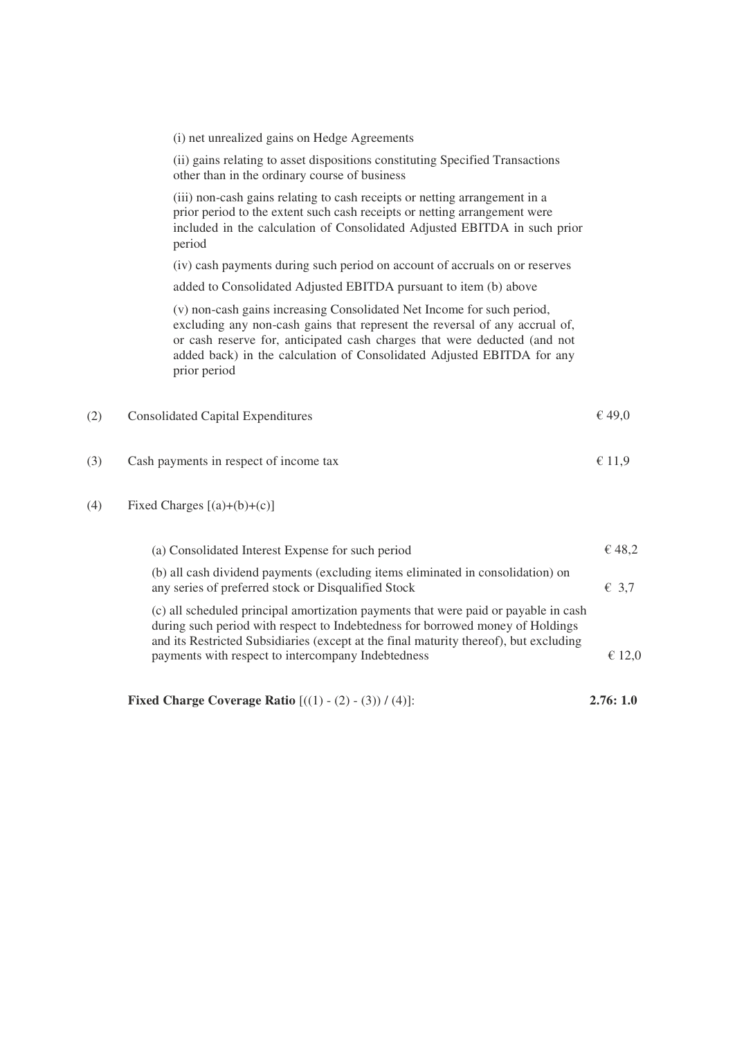(i) net unrealized gains on Hedge Agreements

(ii) gains relating to asset dispositions constituting Specified Transactions other than in the ordinary course of business

(iii) non-cash gains relating to cash receipts or netting arrangement in a prior period to the extent such cash receipts or netting arrangement were included in the calculation of Consolidated Adjusted EBITDA in such prior period

(iv) cash payments during such period on account of accruals on or reserves

added to Consolidated Adjusted EBITDA pursuant to item (b) above

(v) non-cash gains increasing Consolidated Net Income for such period, excluding any non-cash gains that represent the reversal of any accrual of, or cash reserve for, anticipated cash charges that were deducted (and not added back) in the calculation of Consolidated Adjusted EBITDA for any prior period

| | | |
|---|---|---|
| (2) | Consolidated Capital Expenditures | € 49,0 |
| (3) | Cash payments in respect of income tax | € 11,9 |
| (4) | Fixed Charges [(a)+(b)+(c)] | |
| | (a) Consolidated Interest Expense for such period | € 48,2 |
| | (b) all cash dividend payments (excluding items eliminated in consolidation) on any series of preferred stock or Disqualified Stock | € 3,7 |
| | (c) all scheduled principal amortization payments that were paid or payable in cash during such period with respect to Indebtedness for borrowed money of Holdings and its Restricted Subsidiaries (except at the final maturity thereof), but excluding payments with respect to intercompany Indebtedness | € 12,0 |
| | **Fixed Charge Coverage Ratio** [((1) - (2) - (3)) / (4)]: | **2.76: 1.0** |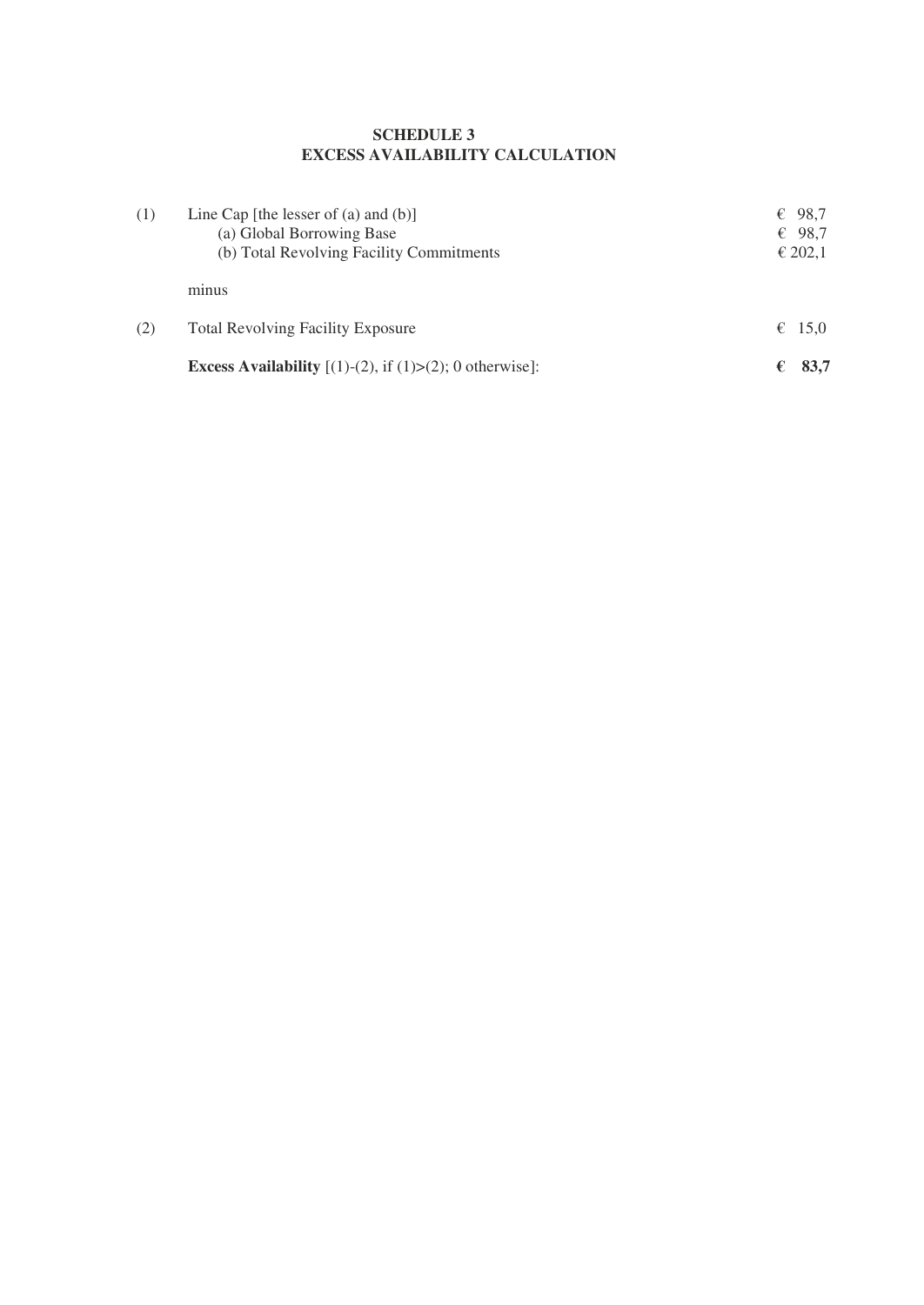# SCHEDULE 3
# EXCESS AVAILABILITY CALCULATION

| | | |
|---|---|---|
| (1) | Line Cap [the lesser of (a) and (b)] | € 98,7 |
| | (a) Global Borrowing Base | € 98,7 |
| | (b) Total Revolving Facility Commitments | € 202,1 |
| | minus | |
| (2) | Total Revolving Facility Exposure | € 15,0 |
| | **Excess Availability** [(1)-(2), if (1)>(2); 0 otherwise]: | **€ 83,7** |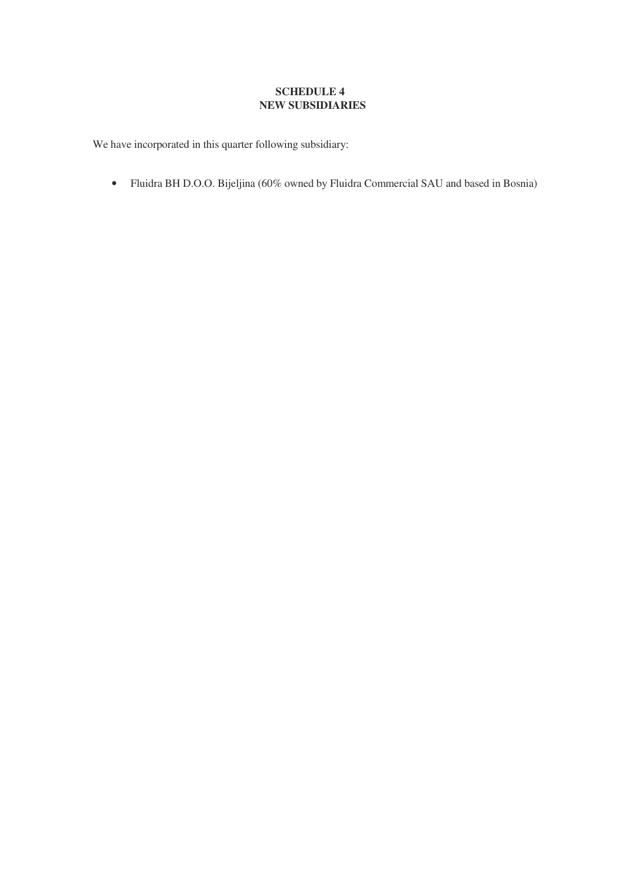# SCHEDULE 4
# NEW SUBSIDIARIES

We have incorporated in this quarter following subsidiary:

- Fluidra BH D.O.O. Bijeljina (60% owned by Fluidra Commercial SAU and based in Bosnia)